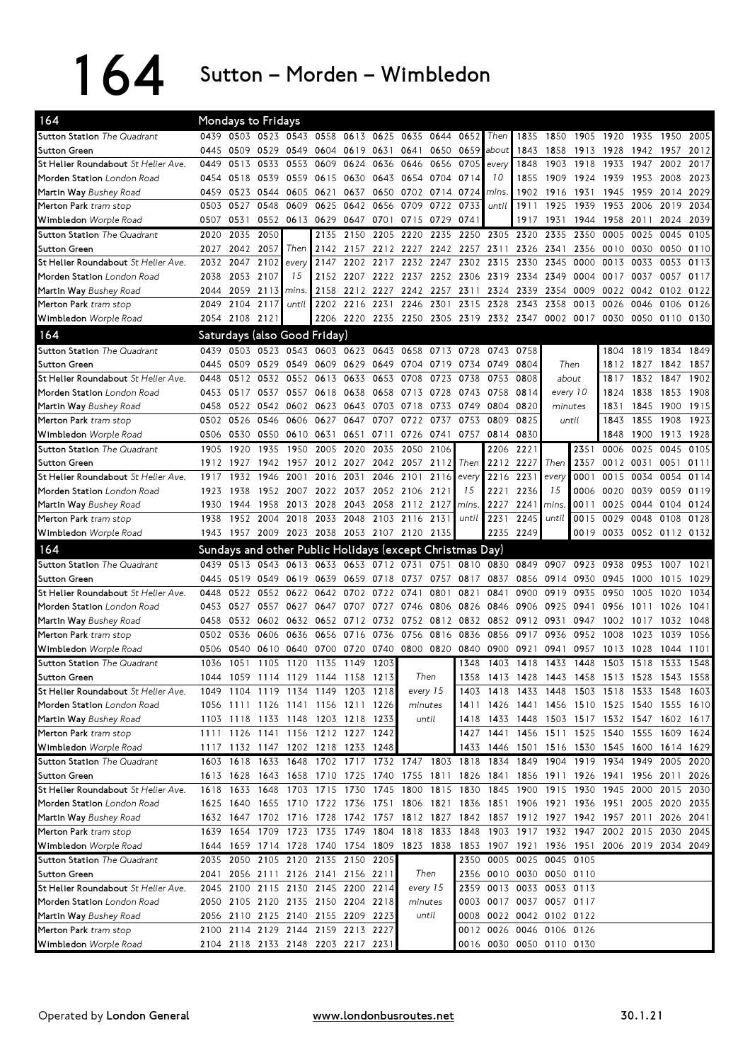# 164 Sutton – Morden – Wimbledon

## 164 Mondays to Fridays

| 164 | | | | | | | | | | | | | | | | | | |
|---|---|---|---|---|---|---|---|---|---|---|---|---|---|---|---|---|---|---|
| Sutton Station *The Quadrant* | 0439 | 0503 | 0523 | 0543 | 0558 | 0613 | 0625 | 0635 | 0644 | 0652 | Then | 1835 | 1850 | 1905 | 1920 | 1935 | 1950 | 2005 |
| Sutton Green | 0445 | 0509 | 0529 | 0549 | 0604 | 0619 | 0631 | 0641 | 0650 | 0659 | about | 1843 | 1858 | 1913 | 1928 | 1942 | 1957 | 2012 |
| St Helier Roundabout *St Helier Ave.* | 0449 | 0513 | 0533 | 0553 | 0609 | 0624 | 0636 | 0646 | 0656 | 0705 | every | 1848 | 1903 | 1918 | 1933 | 1947 | 2002 | 2017 |
| Morden Station *London Road* | 0454 | 0518 | 0539 | 0559 | 0615 | 0630 | 0643 | 0654 | 0704 | 0714 | 10 | 1855 | 1909 | 1924 | 1939 | 1953 | 2008 | 2023 |
| Martin Way *Bushey Road* | 0459 | 0523 | 0544 | 0605 | 0621 | 0637 | 0650 | 0702 | 0714 | 0724 | mins. | 1902 | 1916 | 1931 | 1945 | 1959 | 2014 | 2029 |
| Merton Park *tram stop* | 0503 | 0527 | 0548 | 0609 | 0625 | 0642 | 0656 | 0709 | 0722 | 0733 | until | 1911 | 1925 | 1939 | 1953 | 2006 | 2019 | 2034 |
| Wimbledon *Worple Road* | 0507 | 0531 | 0552 | 0613 | 0629 | 0647 | 0701 | 0715 | 0729 | 0741 | | 1917 | 1931 | 1944 | 1958 | 2011 | 2024 | 2039 |
| Sutton Station *The Quadrant* | 2020 | 2035 | 2050 | | 2135 | 2150 | 2205 | 2220 | 2235 | 2250 | 2305 | 2320 | 2335 | 2350 | 0005 | 0025 | 0045 | 0105 |
| Sutton Green | 2027 | 2042 | 2057 | Then | 2142 | 2157 | 2212 | 2227 | 2242 | 2257 | 2311 | 2326 | 2341 | 2356 | 0010 | 0030 | 0050 | 0110 |
| St Helier Roundabout *St Helier Ave.* | 2032 | 2047 | 2102 | every | 2147 | 2202 | 2217 | 2232 | 2247 | 2302 | 2315 | 2330 | 2345 | 0000 | 0013 | 0033 | 0053 | 0113 |
| Morden Station *London Road* | 2038 | 2053 | 2107 | 15 | 2152 | 2207 | 2222 | 2237 | 2252 | 2306 | 2319 | 2334 | 2349 | 0004 | 0017 | 0037 | 0057 | 0117 |
| Martin Way *Bushey Road* | 2044 | 2059 | 2113 | mins. | 2158 | 2212 | 2227 | 2242 | 2257 | 2311 | 2324 | 2339 | 2354 | 0009 | 0022 | 0042 | 0102 | 0122 |
| Merton Park *tram stop* | 2049 | 2104 | 2117 | until | 2202 | 2216 | 2231 | 2246 | 2301 | 2315 | 2328 | 2343 | 2358 | 0013 | 0026 | 0046 | 0106 | 0126 |
| Wimbledon *Worple Road* | 2054 | 2108 | 2121 | | 2206 | 2220 | 2235 | 2250 | 2305 | 2319 | 2332 | 2347 | 0002 | 0017 | 0030 | 0050 | 0110 | 0130 |

## 164 Saturdays (also Good Friday)

| 164 | | | | | | | | | | | | | | | | | | |
|---|---|---|---|---|---|---|---|---|---|---|---|---|---|---|---|---|---|---|
| Sutton Station *The Quadrant* | 0439 | 0503 | 0523 | 0543 | 0603 | 0623 | 0643 | 0658 | 0713 | 0728 | 0743 | 0758 | | | 1804 | 1819 | 1834 | 1849 |
| Sutton Green | 0445 | 0509 | 0529 | 0549 | 0609 | 0629 | 0649 | 0704 | 0719 | 0734 | 0749 | 0804 | Then | | 1812 | 1827 | 1842 | 1857 |
| St Helier Roundabout *St Helier Ave.* | 0448 | 0512 | 0532 | 0552 | 0613 | 0633 | 0653 | 0708 | 0723 | 0738 | 0753 | 0808 | about | | 1817 | 1832 | 1847 | 1902 |
| Morden Station *London Road* | 0453 | 0517 | 0537 | 0557 | 0618 | 0638 | 0658 | 0713 | 0728 | 0743 | 0758 | 0814 | every 10 | | 1824 | 1838 | 1853 | 1908 |
| Martin Way *Bushey Road* | 0458 | 0522 | 0542 | 0602 | 0623 | 0643 | 0703 | 0718 | 0733 | 0749 | 0804 | 0820 | minutes | | 1831 | 1845 | 1900 | 1915 |
| Merton Park *tram stop* | 0502 | 0526 | 0546 | 0606 | 0627 | 0647 | 0707 | 0722 | 0737 | 0753 | 0809 | 0825 | until | | 1843 | 1855 | 1908 | 1923 |
| Wimbledon *Worple Road* | 0506 | 0530 | 0550 | 0610 | 0631 | 0651 | 0711 | 0726 | 0741 | 0757 | 0814 | 0830 | | | 1848 | 1900 | 1913 | 1928 |
| Sutton Station *The Quadrant* | 1905 | 1920 | 1935 | 1950 | 2005 | 2020 | 2035 | 2050 | 2106 | | 2206 | 2221 | | 2351 | 0006 | 0025 | 0045 | 0105 |
| Sutton Green | 1912 | 1927 | 1942 | 1957 | 2012 | 2027 | 2042 | 2057 | 2112 | Then | 2212 | 2227 | Then | 2357 | 0012 | 0031 | 0051 | 0111 |
| St Helier Roundabout *St Helier Ave.* | 1917 | 1932 | 1946 | 2001 | 2016 | 2031 | 2046 | 2101 | 2116 | every | 2216 | 2231 | every | 0001 | 0015 | 0034 | 0054 | 0114 |
| Morden Station *London Road* | 1923 | 1938 | 1952 | 2007 | 2022 | 2037 | 2052 | 2106 | 2121 | 15 | 2221 | 2236 | 15 | 0006 | 0020 | 0039 | 0059 | 0119 |
| Martin Way *Bushey Road* | 1930 | 1944 | 1958 | 2013 | 2028 | 2043 | 2058 | 2112 | 2127 | mins. | 2227 | 2241 | mins. | 0011 | 0025 | 0044 | 0104 | 0124 |
| Merton Park *tram stop* | 1938 | 1952 | 2004 | 2018 | 2033 | 2048 | 2103 | 2116 | 2131 | until | 2231 | 2245 | until | 0015 | 0029 | 0048 | 0108 | 0128 |
| Wimbledon *Worple Road* | 1943 | 1957 | 2009 | 2023 | 2038 | 2053 | 2107 | 2120 | 2135 | | 2235 | 2249 | | 0019 | 0033 | 0052 | 0112 | 0132 |

## 164 Sundays and other Public Holidays (except Christmas Day)

| 164 | | | | | | | | | | | | | | | | | | |
|---|---|---|---|---|---|---|---|---|---|---|---|---|---|---|---|---|---|---|
| Sutton Station *The Quadrant* | 0439 | 0513 | 0543 | 0613 | 0633 | 0653 | 0712 | 0731 | 0751 | 0810 | 0830 | 0849 | 0907 | 0923 | 0938 | 0953 | 1007 | 1021 |
| Sutton Green | 0445 | 0519 | 0549 | 0619 | 0639 | 0659 | 0718 | 0737 | 0757 | 0817 | 0837 | 0856 | 0914 | 0930 | 0945 | 1000 | 1015 | 1029 |
| St Helier Roundabout *St Helier Ave.* | 0448 | 0522 | 0552 | 0622 | 0642 | 0702 | 0722 | 0741 | 0801 | 0821 | 0841 | 0900 | 0919 | 0935 | 0950 | 1005 | 1020 | 1034 |
| Morden Station *London Road* | 0453 | 0527 | 0557 | 0627 | 0647 | 0707 | 0727 | 0746 | 0806 | 0826 | 0846 | 0906 | 0925 | 0941 | 0956 | 1011 | 1026 | 1041 |
| Martin Way *Bushey Road* | 0458 | 0532 | 0602 | 0632 | 0652 | 0712 | 0732 | 0752 | 0812 | 0832 | 0852 | 0912 | 0931 | 0947 | 1002 | 1017 | 1032 | 1048 |
| Merton Park *tram stop* | 0502 | 0536 | 0606 | 0636 | 0656 | 0716 | 0736 | 0756 | 0816 | 0836 | 0856 | 0917 | 0936 | 0952 | 1008 | 1023 | 1039 | 1056 |
| Wimbledon *Worple Road* | 0506 | 0540 | 0610 | 0640 | 0700 | 0720 | 0740 | 0800 | 0820 | 0840 | 0900 | 0921 | 0941 | 0957 | 1013 | 1028 | 1044 | 1101 |
| Sutton Station *The Quadrant* | 1036 | 1051 | 1105 | 1120 | 1135 | 1149 | 1203 | | | 1348 | 1403 | 1418 | 1433 | 1448 | 1503 | 1518 | 1533 | 1548 |
| Sutton Green | 1044 | 1059 | 1114 | 1129 | 1144 | 1158 | 1213 | Then | | 1358 | 1413 | 1428 | 1443 | 1458 | 1513 | 1528 | 1543 | 1558 |
| St Helier Roundabout *St Helier Ave.* | 1049 | 1104 | 1119 | 1134 | 1149 | 1203 | 1218 | every 15 | | 1403 | 1418 | 1433 | 1448 | 1503 | 1518 | 1533 | 1548 | 1603 |
| Morden Station *London Road* | 1056 | 1111 | 1126 | 1141 | 1156 | 1211 | 1226 | minutes | | 1411 | 1426 | 1441 | 1456 | 1510 | 1525 | 1540 | 1555 | 1610 |
| Martin Way *Bushey Road* | 1103 | 1118 | 1133 | 1148 | 1203 | 1218 | 1233 | until | | 1418 | 1433 | 1448 | 1503 | 1517 | 1532 | 1547 | 1602 | 1617 |
| Merton Park *tram stop* | 1111 | 1126 | 1141 | 1156 | 1212 | 1227 | 1242 | | | 1427 | 1441 | 1456 | 1511 | 1525 | 1540 | 1555 | 1609 | 1624 |
| Wimbledon *Worple Road* | 1117 | 1132 | 1147 | 1202 | 1218 | 1233 | 1248 | | | 1433 | 1446 | 1501 | 1516 | 1530 | 1545 | 1600 | 1614 | 1629 |
| Sutton Station *The Quadrant* | 1603 | 1618 | 1633 | 1648 | 1702 | 1717 | 1732 | 1747 | 1803 | 1818 | 1834 | 1849 | 1904 | 1919 | 1934 | 1949 | 2005 | 2020 |
| Sutton Green | 1613 | 1628 | 1643 | 1658 | 1710 | 1725 | 1740 | 1755 | 1811 | 1826 | 1841 | 1856 | 1911 | 1926 | 1941 | 1956 | 2011 | 2026 |
| St Helier Roundabout *St Helier Ave.* | 1618 | 1633 | 1648 | 1703 | 1715 | 1730 | 1745 | 1800 | 1815 | 1830 | 1845 | 1900 | 1915 | 1930 | 1945 | 2000 | 2015 | 2030 |
| Morden Station *London Road* | 1625 | 1640 | 1655 | 1710 | 1722 | 1736 | 1751 | 1806 | 1821 | 1836 | 1851 | 1906 | 1921 | 1936 | 1951 | 2005 | 2020 | 2035 |
| Martin Way *Bushey Road* | 1632 | 1647 | 1702 | 1716 | 1728 | 1742 | 1757 | 1812 | 1827 | 1842 | 1857 | 1912 | 1927 | 1942 | 1957 | 2011 | 2026 | 2041 |
| Merton Park *tram stop* | 1639 | 1654 | 1709 | 1723 | 1735 | 1749 | 1804 | 1818 | 1833 | 1848 | 1903 | 1917 | 1932 | 1947 | 2002 | 2015 | 2030 | 2045 |
| Wimbledon *Worple Road* | 1644 | 1659 | 1714 | 1728 | 1740 | 1754 | 1809 | 1823 | 1838 | 1853 | 1907 | 1921 | 1936 | 1951 | 2006 | 2019 | 2034 | 2049 |
| Sutton Station *The Quadrant* | 2035 | 2050 | 2105 | 2120 | 2135 | 2150 | 2205 | | | 2350 | 0005 | 0025 | 0045 | 0105 | | | | |
| Sutton Green | 2041 | 2056 | 2111 | 2126 | 2141 | 2156 | 2211 | Then | | 2356 | 0010 | 0030 | 0050 | 0110 | | | | |
| St Helier Roundabout *St Helier Ave.* | 2045 | 2100 | 2115 | 2130 | 2145 | 2200 | 2214 | every 15 | | 2359 | 0013 | 0033 | 0053 | 0113 | | | | |
| Morden Station *London Road* | 2050 | 2105 | 2120 | 2135 | 2150 | 2204 | 2218 | minutes | | 0003 | 0017 | 0037 | 0057 | 0117 | | | | |
| Martin Way *Bushey Road* | 2056 | 2110 | 2125 | 2140 | 2155 | 2209 | 2223 | until | | 0008 | 0022 | 0042 | 0102 | 0122 | | | | |
| Merton Park *tram stop* | 2100 | 2114 | 2129 | 2144 | 2159 | 2213 | 2227 | | | 0012 | 0026 | 0046 | 0106 | 0126 | | | | |
| Wimbledon *Worple Road* | 2104 | 2118 | 2133 | 2148 | 2203 | 2217 | 2231 | | | 0016 | 0030 | 0050 | 0110 | 0130 | | | | |

Operated by **London General** www.londonbusroutes.net 30.1.21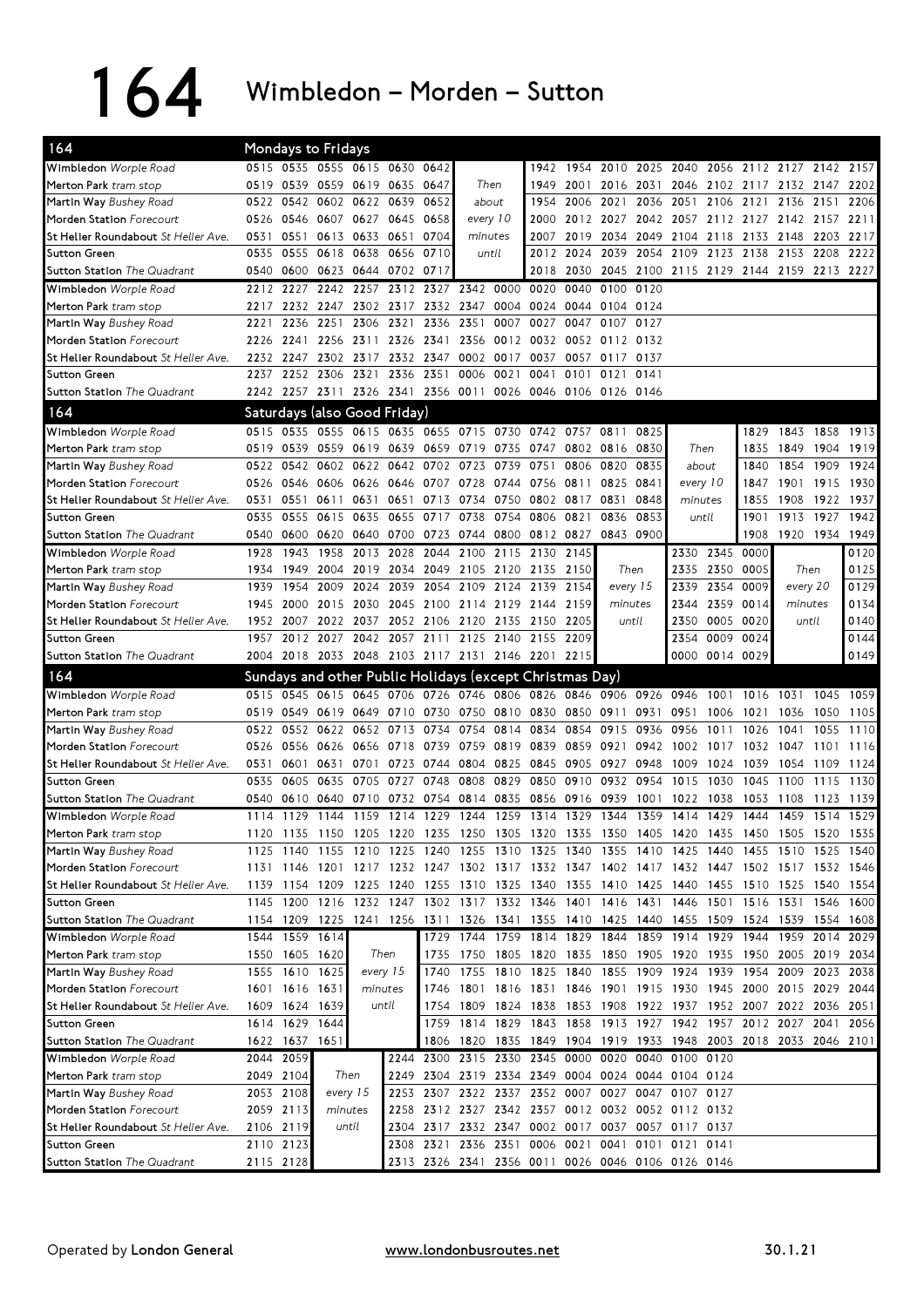# 164 Wimbledon – Morden – Sutton

## Mondays to Fridays

| 164 | | | | | | | | | | | | | | | | | | |
|---|---|---|---|---|---|---|---|---|---|---|---|---|---|---|---|---|---|---|
| **Wimbledon** Worple Road | 0515 | 0535 | 0555 | 0615 | 0630 | 0642 | | | 1942 | 1954 | 2010 | 2025 | 2040 | 2056 | 2112 | 2127 | 2142 | 2157 |
| **Merton Park** tram stop | 0519 | 0539 | 0559 | 0619 | 0635 | 0647 | Then | | 1949 | 2001 | 2016 | 2031 | 2046 | 2102 | 2117 | 2132 | 2147 | 2202 |
| **Martin Way** Bushey Road | 0522 | 0542 | 0602 | 0622 | 0639 | 0652 | about | | 1954 | 2006 | 2021 | 2036 | 2051 | 2106 | 2121 | 2136 | 2151 | 2206 |
| **Morden Station** Forecourt | 0526 | 0546 | 0607 | 0627 | 0645 | 0658 | every 10 | | 2000 | 2012 | 2027 | 2042 | 2057 | 2112 | 2127 | 2142 | 2157 | 2211 |
| **St Helier Roundabout** St Helier Ave. | 0531 | 0551 | 0613 | 0633 | 0651 | 0704 | minutes | | 2007 | 2019 | 2034 | 2049 | 2104 | 2118 | 2133 | 2148 | 2203 | 2217 |
| **Sutton Green** | 0535 | 0555 | 0618 | 0638 | 0656 | 0710 | until | | 2012 | 2024 | 2039 | 2054 | 2109 | 2123 | 2138 | 2153 | 2208 | 2222 |
| **Sutton Station** The Quadrant | 0540 | 0600 | 0623 | 0644 | 0702 | 0717 | | | 2018 | 2030 | 2045 | 2100 | 2115 | 2129 | 2144 | 2159 | 2213 | 2227 |
| **Wimbledon** Worple Road | 2212 | 2227 | 2242 | 2257 | 2312 | 2327 | 2342 | 0000 | 0020 | 0040 | 0100 | 0120 | | | | | | |
| **Merton Park** tram stop | 2217 | 2232 | 2247 | 2302 | 2317 | 2332 | 2347 | 0004 | 0024 | 0044 | 0104 | 0124 | | | | | | |
| **Martin Way** Bushey Road | 2221 | 2236 | 2251 | 2306 | 2321 | 2336 | 2351 | 0007 | 0027 | 0047 | 0107 | 0127 | | | | | | |
| **Morden Station** Forecourt | 2226 | 2241 | 2256 | 2311 | 2326 | 2341 | 2356 | 0012 | 0032 | 0052 | 0112 | 0132 | | | | | | |
| **St Helier Roundabout** St Helier Ave. | 2232 | 2247 | 2302 | 2317 | 2332 | 2347 | 0002 | 0017 | 0037 | 0057 | 0117 | 0137 | | | | | | |
| **Sutton Green** | 2237 | 2252 | 2306 | 2321 | 2336 | 2351 | 0006 | 0021 | 0041 | 0101 | 0121 | 0141 | | | | | | |
| **Sutton Station** The Quadrant | 2242 | 2257 | 2311 | 2326 | 2341 | 2356 | 0011 | 0026 | 0046 | 0106 | 0126 | 0146 | | | | | | |

## Saturdays (also Good Friday)

| 164 | | | | | | | | | | | | | | | | | | |
|---|---|---|---|---|---|---|---|---|---|---|---|---|---|---|---|---|---|---|
| **Wimbledon** Worple Road | 0515 | 0535 | 0555 | 0615 | 0635 | 0655 | 0715 | 0730 | 0742 | 0757 | 0811 | 0825 | | | 1829 | 1843 | 1858 | 1913 |
| **Merton Park** tram stop | 0519 | 0539 | 0559 | 0619 | 0639 | 0659 | 0719 | 0735 | 0747 | 0802 | 0816 | 0830 | Then | | 1835 | 1849 | 1904 | 1919 |
| **Martin Way** Bushey Road | 0522 | 0542 | 0602 | 0622 | 0642 | 0702 | 0723 | 0739 | 0751 | 0806 | 0820 | 0835 | about | | 1840 | 1854 | 1909 | 1924 |
| **Morden Station** Forecourt | 0526 | 0546 | 0606 | 0626 | 0646 | 0707 | 0728 | 0744 | 0756 | 0811 | 0825 | 0841 | every 10 | | 1847 | 1901 | 1915 | 1930 |
| **St Helier Roundabout** St Helier Ave. | 0531 | 0551 | 0611 | 0631 | 0651 | 0713 | 0734 | 0750 | 0802 | 0817 | 0831 | 0848 | minutes | | 1855 | 1908 | 1922 | 1937 |
| **Sutton Green** | 0535 | 0555 | 0615 | 0635 | 0655 | 0717 | 0738 | 0754 | 0806 | 0821 | 0836 | 0853 | until | | 1901 | 1913 | 1927 | 1942 |
| **Sutton Station** The Quadrant | 0540 | 0600 | 0620 | 0640 | 0700 | 0723 | 0744 | 0800 | 0812 | 0827 | 0843 | 0900 | | | 1908 | 1920 | 1934 | 1949 |
| **Wimbledon** Worple Road | 1928 | 1943 | 1958 | 2013 | 2028 | 2044 | 2100 | 2115 | 2130 | 2145 | | | 2330 | 2345 | 0000 | | | 0120 |
| **Merton Park** tram stop | 1934 | 1949 | 2004 | 2019 | 2034 | 2049 | 2105 | 2120 | 2135 | 2150 | Then | | 2335 | 2350 | 0005 | Then | | 0125 |
| **Martin Way** Bushey Road | 1939 | 1954 | 2009 | 2024 | 2039 | 2054 | 2109 | 2124 | 2139 | 2154 | every 15 | | 2339 | 2354 | 0009 | every 20 | | 0129 |
| **Morden Station** Forecourt | 1945 | 2000 | 2015 | 2030 | 2045 | 2100 | 2114 | 2129 | 2144 | 2159 | minutes | | 2344 | 2359 | 0014 | minutes | | 0134 |
| **St Helier Roundabout** St Helier Ave. | 1952 | 2007 | 2022 | 2037 | 2052 | 2106 | 2120 | 2135 | 2150 | 2205 | until | | 2350 | 0005 | 0020 | until | | 0140 |
| **Sutton Green** | 1957 | 2012 | 2027 | 2042 | 2057 | 2111 | 2125 | 2140 | 2155 | 2209 | | | 2354 | 0009 | 0024 | | | 0144 |
| **Sutton Station** The Quadrant | 2004 | 2018 | 2033 | 2048 | 2103 | 2117 | 2131 | 2146 | 2201 | 2215 | | | 0000 | 0014 | 0029 | | | 0149 |

## Sundays and other Public Holidays (except Christmas Day)

| 164 | | | | | | | | | | | | | | | | | | |
|---|---|---|---|---|---|---|---|---|---|---|---|---|---|---|---|---|---|---|
| **Wimbledon** Worple Road | 0515 | 0545 | 0615 | 0645 | 0706 | 0726 | 0746 | 0806 | 0826 | 0846 | 0906 | 0926 | 0946 | 1001 | 1016 | 1031 | 1045 | 1059 |
| **Merton Park** tram stop | 0519 | 0549 | 0619 | 0649 | 0710 | 0730 | 0750 | 0810 | 0830 | 0850 | 0911 | 0931 | 0951 | 1006 | 1021 | 1036 | 1050 | 1105 |
| **Martin Way** Bushey Road | 0522 | 0552 | 0622 | 0652 | 0713 | 0734 | 0754 | 0814 | 0834 | 0854 | 0915 | 0936 | 0956 | 1011 | 1026 | 1041 | 1055 | 1110 |
| **Morden Station** Forecourt | 0526 | 0556 | 0626 | 0656 | 0718 | 0739 | 0759 | 0819 | 0839 | 0859 | 0921 | 0942 | 1002 | 1017 | 1032 | 1047 | 1101 | 1116 |
| **St Helier Roundabout** St Helier Ave. | 0531 | 0601 | 0631 | 0701 | 0723 | 0744 | 0804 | 0825 | 0845 | 0905 | 0927 | 0948 | 1009 | 1024 | 1039 | 1054 | 1109 | 1124 |
| **Sutton Green** | 0535 | 0605 | 0635 | 0705 | 0727 | 0748 | 0808 | 0829 | 0850 | 0910 | 0932 | 0954 | 1015 | 1030 | 1045 | 1100 | 1115 | 1130 |
| **Sutton Station** The Quadrant | 0540 | 0610 | 0640 | 0710 | 0732 | 0754 | 0814 | 0835 | 0856 | 0916 | 0939 | 1001 | 1022 | 1038 | 1053 | 1108 | 1123 | 1139 |
| **Wimbledon** Worple Road | 1114 | 1129 | 1144 | 1159 | 1214 | 1229 | 1244 | 1259 | 1314 | 1329 | 1344 | 1359 | 1414 | 1429 | 1444 | 1459 | 1514 | 1529 |
| **Merton Park** tram stop | 1120 | 1135 | 1150 | 1205 | 1220 | 1235 | 1250 | 1305 | 1320 | 1335 | 1350 | 1405 | 1420 | 1435 | 1450 | 1505 | 1520 | 1535 |
| **Martin Way** Bushey Road | 1125 | 1140 | 1155 | 1210 | 1225 | 1240 | 1255 | 1310 | 1325 | 1340 | 1355 | 1410 | 1425 | 1440 | 1455 | 1510 | 1525 | 1540 |
| **Morden Station** Forecourt | 1131 | 1146 | 1201 | 1217 | 1232 | 1247 | 1302 | 1317 | 1332 | 1347 | 1402 | 1417 | 1432 | 1447 | 1502 | 1517 | 1532 | 1546 |
| **St Helier Roundabout** St Helier Ave. | 1139 | 1154 | 1209 | 1225 | 1240 | 1255 | 1310 | 1325 | 1340 | 1355 | 1410 | 1425 | 1440 | 1455 | 1510 | 1525 | 1540 | 1554 |
| **Sutton Green** | 1145 | 1200 | 1216 | 1232 | 1247 | 1302 | 1317 | 1332 | 1346 | 1401 | 1416 | 1431 | 1446 | 1501 | 1516 | 1531 | 1546 | 1600 |
| **Sutton Station** The Quadrant | 1154 | 1209 | 1225 | 1241 | 1256 | 1311 | 1326 | 1341 | 1355 | 1410 | 1425 | 1440 | 1455 | 1509 | 1524 | 1539 | 1554 | 1608 |
| **Wimbledon** Worple Road | 1544 | 1559 | 1614 | | | 1729 | 1744 | 1759 | 1814 | 1829 | 1844 | 1859 | 1914 | 1929 | 1944 | 1959 | 2014 | 2029 |
| **Merton Park** tram stop | 1550 | 1605 | 1620 | Then | | 1735 | 1750 | 1805 | 1820 | 1835 | 1850 | 1905 | 1920 | 1935 | 1950 | 2005 | 2019 | 2034 |
| **Martin Way** Bushey Road | 1555 | 1610 | 1625 | every 15 | | 1740 | 1755 | 1810 | 1825 | 1840 | 1855 | 1909 | 1924 | 1939 | 1954 | 2009 | 2023 | 2038 |
| **Morden Station** Forecourt | 1601 | 1616 | 1631 | minutes | | 1746 | 1801 | 1816 | 1831 | 1846 | 1901 | 1915 | 1930 | 1945 | 2000 | 2015 | 2029 | 2044 |
| **St Helier Roundabout** St Helier Ave. | 1609 | 1624 | 1639 | until | | 1754 | 1809 | 1824 | 1838 | 1853 | 1908 | 1922 | 1937 | 1952 | 2007 | 2022 | 2036 | 2051 |
| **Sutton Green** | 1614 | 1629 | 1644 | | | 1759 | 1814 | 1829 | 1843 | 1858 | 1913 | 1927 | 1942 | 1957 | 2012 | 2027 | 2041 | 2056 |
| **Sutton Station** The Quadrant | 1622 | 1637 | 1651 | | | 1806 | 1820 | 1835 | 1849 | 1904 | 1919 | 1933 | 1948 | 2003 | 2018 | 2033 | 2046 | 2101 |
| **Wimbledon** Worple Road | 2044 | 2059 | | | 2244 | 2300 | 2315 | 2330 | 2345 | 0000 | 0020 | 0040 | 0100 | 0120 | | | | |
| **Merton Park** tram stop | 2049 | 2104 | Then | | 2249 | 2304 | 2319 | 2334 | 2349 | 0004 | 0024 | 0044 | 0104 | 0124 | | | | |
| **Martin Way** Bushey Road | 2053 | 2108 | every 15 | | 2253 | 2307 | 2322 | 2337 | 2352 | 0007 | 0027 | 0047 | 0107 | 0127 | | | | |
| **Morden Station** Forecourt | 2059 | 2113 | minutes | | 2258 | 2312 | 2327 | 2342 | 2357 | 0012 | 0032 | 0052 | 0112 | 0132 | | | | |
| **St Helier Roundabout** St Helier Ave. | 2106 | 2119 | until | | 2304 | 2317 | 2332 | 2347 | 0002 | 0017 | 0037 | 0057 | 0117 | 0137 | | | | |
| **Sutton Green** | 2110 | 2123 | | | 2308 | 2321 | 2336 | 2351 | 0006 | 0021 | 0041 | 0101 | 0121 | 0141 | | | | |
| **Sutton Station** The Quadrant | 2115 | 2128 | | | 2313 | 2326 | 2341 | 2356 | 0011 | 0026 | 0046 | 0106 | 0126 | 0146 | | | | |

Operated by **London General** www.londonbusroutes.net 30.1.21